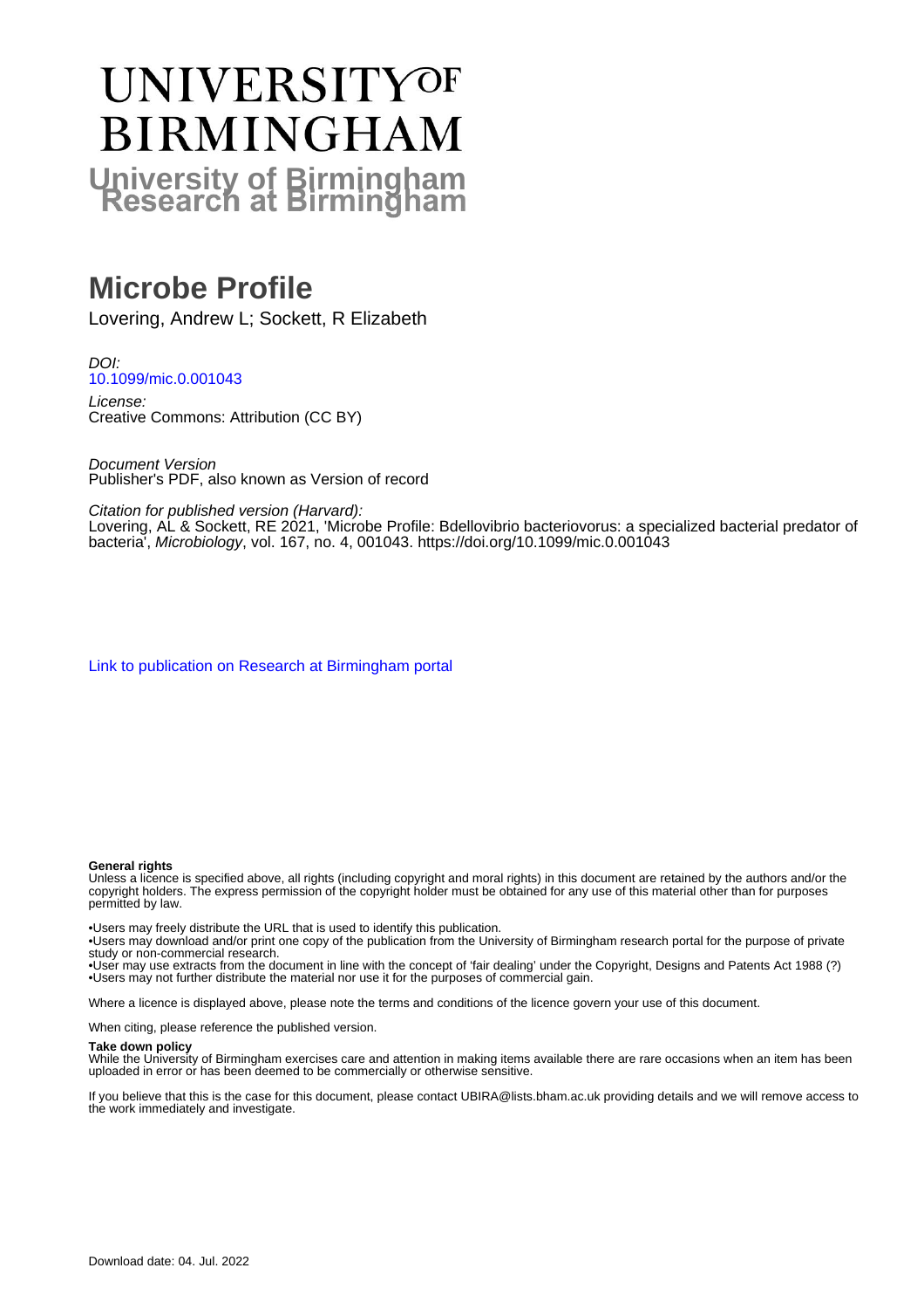# UNIVERSITY OF BIRMINGHAM
## University of Birmingham Research at Birmingham

# Microbe Profile

Lovering, Andrew L; Sockett, R Elizabeth

*DOI:*
10.1099/mic.0.001043

*License:*
Creative Commons: Attribution (CC BY)

*Document Version*
Publisher's PDF, also known as Version of record

*Citation for published version (Harvard):*
Lovering, AL & Sockett, RE 2021, 'Microbe Profile: Bdellovibrio bacteriovorus: a specialized bacterial predator of bacteria', *Microbiology*, vol. 167, no. 4, 001043. https://doi.org/10.1099/mic.0.001043

Link to publication on Research at Birmingham portal

**General rights**
Unless a licence is specified above, all rights (including copyright and moral rights) in this document are retained by the authors and/or the copyright holders. The express permission of the copyright holder must be obtained for any use of this material other than for purposes permitted by law.

•Users may freely distribute the URL that is used to identify this publication.
•Users may download and/or print one copy of the publication from the University of Birmingham research portal for the purpose of private study or non-commercial research.
•User may use extracts from the document in line with the concept of 'fair dealing' under the Copyright, Designs and Patents Act 1988 (?)
•Users may not further distribute the material nor use it for the purposes of commercial gain.

Where a licence is displayed above, please note the terms and conditions of the licence govern your use of this document.

When citing, please reference the published version.

**Take down policy**
While the University of Birmingham exercises care and attention in making items available there are rare occasions when an item has been uploaded in error or has been deemed to be commercially or otherwise sensitive.

If you believe that this is the case for this document, please contact UBIRA@lists.bham.ac.uk providing details and we will remove access to the work immediately and investigate.

Download date: 04. Jul. 2022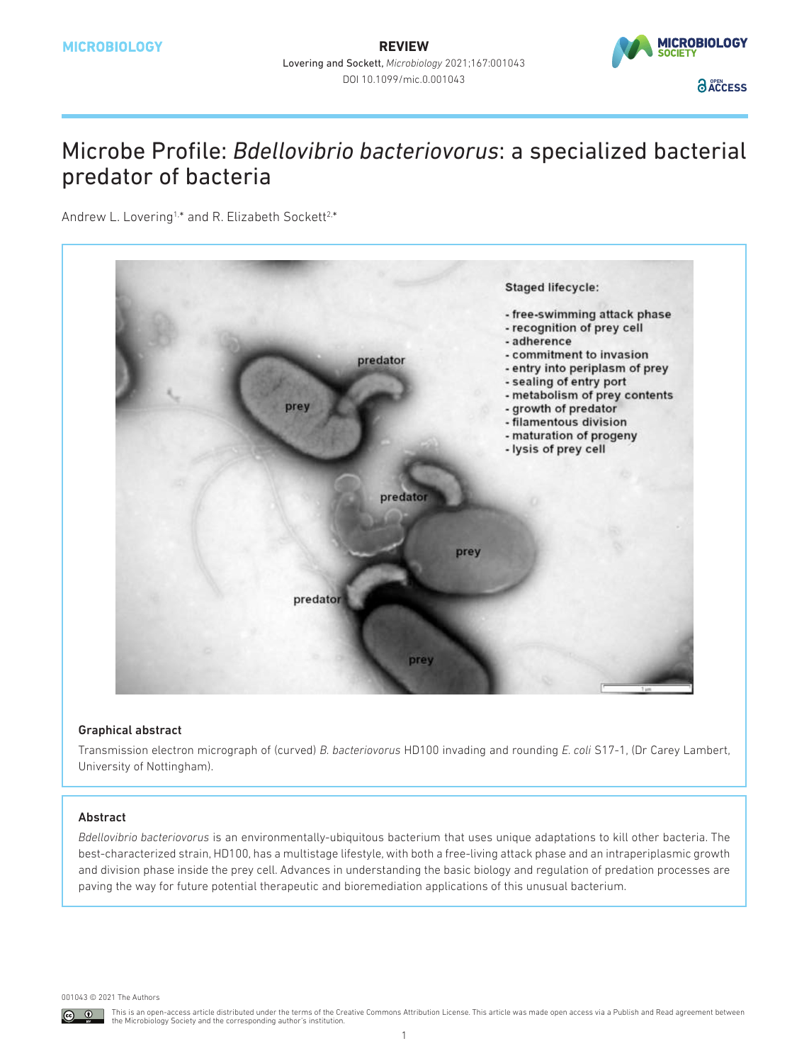# Microbe Profile: *Bdellovibrio bacteriovorus*: a specialized bacterial predator of bacteria

Andrew L. Lovering[1,*] and R. Elizabeth Sockett[2,*]

Staged lifecycle:

- free-swimming attack phase
- recognition of prey cell
- adherence
- commitment to invasion
- entry into periplasm of prey
- sealing of entry port
- metabolism of prey contents
- growth of predator
- filamentous division
- maturation of progeny
- lysis of prey cell

### Graphical abstract

Transmission electron micrograph of (curved) *B. bacteriovorus* HD100 invading and rounding *E. coli* S17-1, (Dr Carey Lambert, University of Nottingham).

### Abstract

*Bdellovibrio bacteriovorus* is an environmentally-ubiquitous bacterium that uses unique adaptations to kill other bacteria. The best-characterized strain, HD100, has a multistage lifestyle, with both a free-living attack phase and an intraperiplasmic growth and division phase inside the prey cell. Advances in understanding the basic biology and regulation of predation processes are paving the way for future potential therapeutic and bioremediation applications of this unusual bacterium.

001043 © 2021 The Authors

This is an open-access article distributed under the terms of the Creative Commons Attribution License. This article was made open access via a Publish and Read agreement between the Microbiology Society and the corresponding author's institution.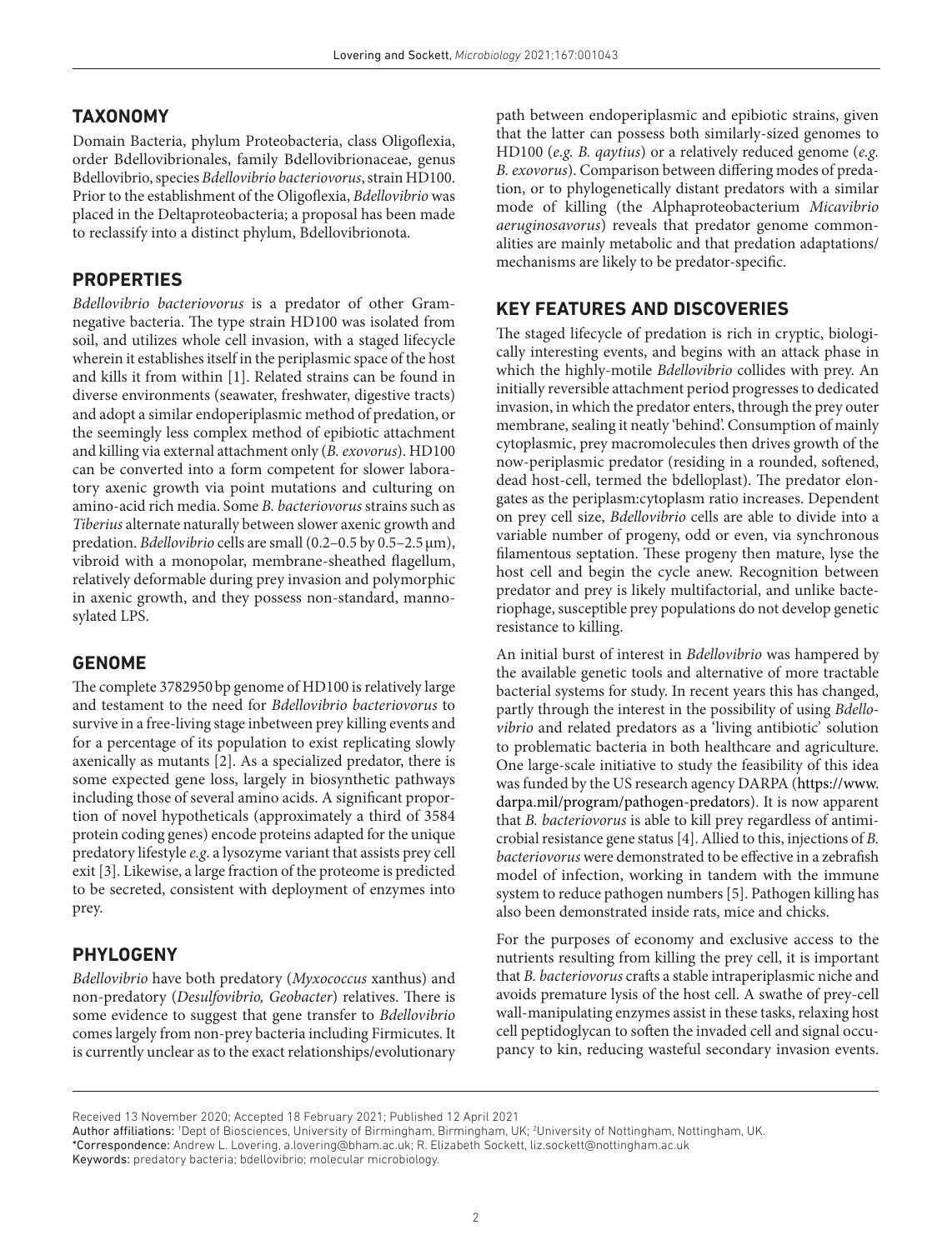## TAXONOMY

Domain Bacteria, phylum Proteobacteria, class Oligoflexia, order Bdellovibrionales, family Bdellovibrionaceae, genus Bdellovibrio, species *Bdellovibrio bacteriovorus*, strain HD100. Prior to the establishment of the Oligoflexia, *Bdellovibrio* was placed in the Deltaproteobacteria; a proposal has been made to reclassify into a distinct phylum, Bdellovibrionota.

## PROPERTIES

*Bdellovibrio bacteriovorus* is a predator of other Gram-negative bacteria. The type strain HD100 was isolated from soil, and utilizes whole cell invasion, with a staged lifecycle wherein it establishes itself in the periplasmic space of the host and kills it from within [1]. Related strains can be found in diverse environments (seawater, freshwater, digestive tracts) and adopt a similar endoperiplasmic method of predation, or the seemingly less complex method of epibiotic attachment and killing via external attachment only (*B. exovorus*). HD100 can be converted into a form competent for slower laboratory axenic growth via point mutations and culturing on amino-acid rich media. Some *B. bacteriovorus* strains such as *Tiberius* alternate naturally between slower axenic growth and predation. *Bdellovibrio* cells are small (0.2–0.5 by 0.5–2.5 µm), vibroid with a monopolar, membrane-sheathed flagellum, relatively deformable during prey invasion and polymorphic in axenic growth, and they possess non-standard, mannosylated LPS.

## GENOME

The complete 3782950 bp genome of HD100 is relatively large and testament to the need for *Bdellovibrio bacteriovorus* to survive in a free-living stage inbetween prey killing events and for a percentage of its population to exist replicating slowly axenically as mutants [2]. As a specialized predator, there is some expected gene loss, largely in biosynthetic pathways including those of several amino acids. A significant proportion of novel hypotheticals (approximately a third of 3584 protein coding genes) encode proteins adapted for the unique predatory lifestyle *e.g*. a lysozyme variant that assists prey cell exit [3]. Likewise, a large fraction of the proteome is predicted to be secreted, consistent with deployment of enzymes into prey.

## PHYLOGENY

*Bdellovibrio* have both predatory (*Myxococcus* xanthus) and non-predatory (*Desulfovibrio, Geobacter*) relatives. There is some evidence to suggest that gene transfer to *Bdellovibrio* comes largely from non-prey bacteria including Firmicutes. It is currently unclear as to the exact relationships/evolutionary path between endoperiplasmic and epibiotic strains, given that the latter can possess both similarly-sized genomes to HD100 (*e.g. B. qaytius*) or a relatively reduced genome (*e.g. B. exovorus*). Comparison between differing modes of predation, or to phylogenetically distant predators with a similar mode of killing (the Alphaproteobacterium *Micavibrio aeruginosavorus*) reveals that predator genome commonalities are mainly metabolic and that predation adaptations/mechanisms are likely to be predator-specific.

## KEY FEATURES AND DISCOVERIES

The staged lifecycle of predation is rich in cryptic, biologically interesting events, and begins with an attack phase in which the highly-motile *Bdellovibrio* collides with prey. An initially reversible attachment period progresses to dedicated invasion, in which the predator enters, through the prey outer membrane, sealing it neatly 'behind'. Consumption of mainly cytoplasmic, prey macromolecules then drives growth of the now-periplasmic predator (residing in a rounded, softened, dead host-cell, termed the bdelloplast). The predator elongates as the periplasm:cytoplasm ratio increases. Dependent on prey cell size, *Bdellovibrio* cells are able to divide into a variable number of progeny, odd or even, via synchronous filamentous septation. These progeny then mature, lyse the host cell and begin the cycle anew. Recognition between predator and prey is likely multifactorial, and unlike bacteriophage, susceptible prey populations do not develop genetic resistance to killing.

An initial burst of interest in *Bdellovibrio* was hampered by the available genetic tools and alternative of more tractable bacterial systems for study. In recent years this has changed, partly through the interest in the possibility of using *Bdellovibrio* and related predators as a 'living antibiotic' solution to problematic bacteria in both healthcare and agriculture. One large-scale initiative to study the feasibility of this idea was funded by the US research agency DARPA (https://www.darpa.mil/program/pathogen-predators). It is now apparent that *B. bacteriovorus* is able to kill prey regardless of antimicrobial resistance gene status [4]. Allied to this, injections of *B. bacteriovorus* were demonstrated to be effective in a zebrafish model of infection, working in tandem with the immune system to reduce pathogen numbers [5]. Pathogen killing has also been demonstrated inside rats, mice and chicks.

For the purposes of economy and exclusive access to the nutrients resulting from killing the prey cell, it is important that *B. bacteriovorus* crafts a stable intraperiplasmic niche and avoids premature lysis of the host cell. A swathe of prey-cell wall-manipulating enzymes assist in these tasks, relaxing host cell peptidoglycan to soften the invaded cell and signal occupancy to kin, reducing wasteful secondary invasion events.

Received 13 November 2020; Accepted 18 February 2021; Published 12 April 2021

Author affiliations: [1]Dept of Biosciences, University of Birmingham, Birmingham, UK; [2]University of Nottingham, Nottingham, UK.

*Correspondence: Andrew L. Lovering, a.lovering@bham.ac.uk; R. Elizabeth Sockett, liz.sockett@nottingham.ac.uk

Keywords: predatory bacteria; bdellovibrio; molecular microbiology.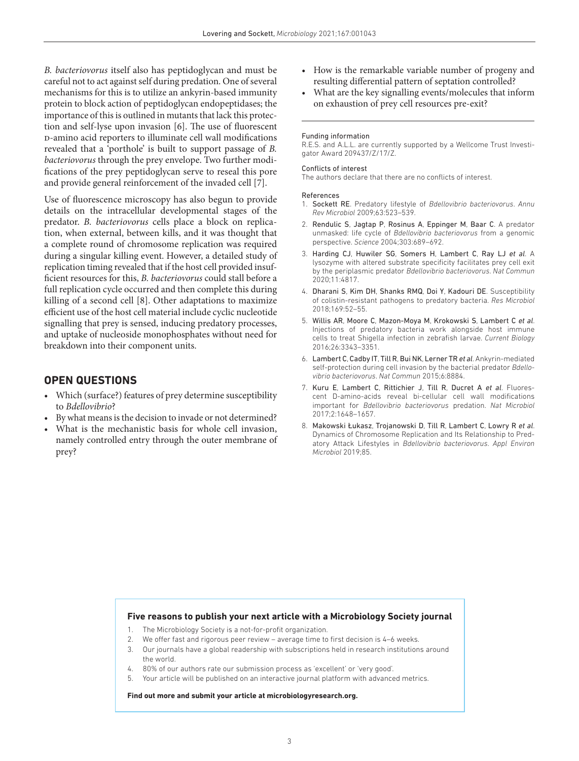*B. bacteriovorus* itself also has peptidoglycan and must be careful not to act against self during predation. One of several mechanisms for this is to utilize an ankyrin-based immunity protein to block action of peptidoglycan endopeptidases; the importance of this is outlined in mutants that lack this protection and self-lyse upon invasion [6]. The use of fluorescent D-amino acid reporters to illuminate cell wall modifications revealed that a 'porthole' is built to support passage of *B. bacteriovorus* through the prey envelope. Two further modifications of the prey peptidoglycan serve to reseal this pore and provide general reinforcement of the invaded cell [7].

Use of fluorescence microscopy has also begun to provide details on the intracellular developmental stages of the predator. *B. bacteriovorus* cells place a block on replication, when external, between kills, and it was thought that a complete round of chromosome replication was required during a singular killing event. However, a detailed study of replication timing revealed that if the host cell provided insufficient resources for this, *B. bacteriovorus* could stall before a full replication cycle occurred and then complete this during killing of a second cell [8]. Other adaptations to maximize efficient use of the host cell material include cyclic nucleotide signalling that prey is sensed, inducing predatory processes, and uptake of nucleoside monophosphates without need for breakdown into their component units.

## OPEN QUESTIONS

- Which (surface?) features of prey determine susceptibility to *Bdellovibrio*?
- By what means is the decision to invade or not determined?
- What is the mechanistic basis for whole cell invasion, namely controlled entry through the outer membrane of prey?
- How is the remarkable variable number of progeny and resulting differential pattern of septation controlled?
- What are the key signalling events/molecules that inform on exhaustion of prey cell resources pre-exit?

#### Funding information

R.E.S. and A.L.L. are currently supported by a Wellcome Trust Investigator Award 209437/Z/17/Z.

#### Conflicts of interest

The authors declare that there are no conflicts of interest.

#### References

1. Sockett RE. Predatory lifestyle of *Bdellovibrio bacteriovorus*. *Annu Rev Microbiol* 2009;63:523–539.
2. Rendulic S, Jagtap P, Rosinus A, Eppinger M, Baar C. A predator unmasked: life cycle of *Bdellovibrio bacteriovorus* from a genomic perspective. *Science* 2004;303:689–692.
3. Harding CJ, Huwiler SG, Somers H, Lambert C, Ray LJ *et al*. A lysozyme with altered substrate specificity facilitates prey cell exit by the periplasmic predator *Bdellovibrio bacteriovorus*. *Nat Commun* 2020;11:4817.
4. Dharani S, Kim DH, Shanks RMQ, Doi Y, Kadouri DE. Susceptibility of colistin-resistant pathogens to predatory bacteria. *Res Microbiol* 2018;169:52–55.
5. Willis AR, Moore C, Mazon-Moya M, Krokowski S, Lambert C *et al*. Injections of predatory bacteria work alongside host immune cells to treat Shigella infection in zebrafish larvae. *Current Biology* 2016;26:3343–3351.
6. Lambert C, Cadby IT, Till R, Bui NK, Lerner TR *et al*. Ankyrin-mediated self-protection during cell invasion by the bacterial predator *Bdellovibrio bacteriovorus*. *Nat Commun* 2015;6:8884.
7. Kuru E, Lambert C, Rittichier J, Till R, Ducret A *et al*. Fluorescent D-amino-acids reveal bi-cellular cell wall modifications important for *Bdellovibrio bacteriovorus* predation. *Nat Microbiol* 2017;2:1648–1657.
8. Makowski Łukasz, Trojanowski D, Till R, Lambert C, Lowry R *et al*. Dynamics of Chromosome Replication and Its Relationship to Predatory Attack Lifestyles in *Bdellovibrio bacteriovorus*. *Appl Environ Microbiol* 2019;85.

**Five reasons to publish your next article with a Microbiology Society journal**

1. The Microbiology Society is a not-for-profit organization.
2. We offer fast and rigorous peer review – average time to first decision is 4–6 weeks.
3. Our journals have a global readership with subscriptions held in research institutions around the world.
4. 80% of our authors rate our submission process as 'excellent' or 'very good'.
5. Your article will be published on an interactive journal platform with advanced metrics.

**Find out more and submit your article at microbiologyresearch.org.**